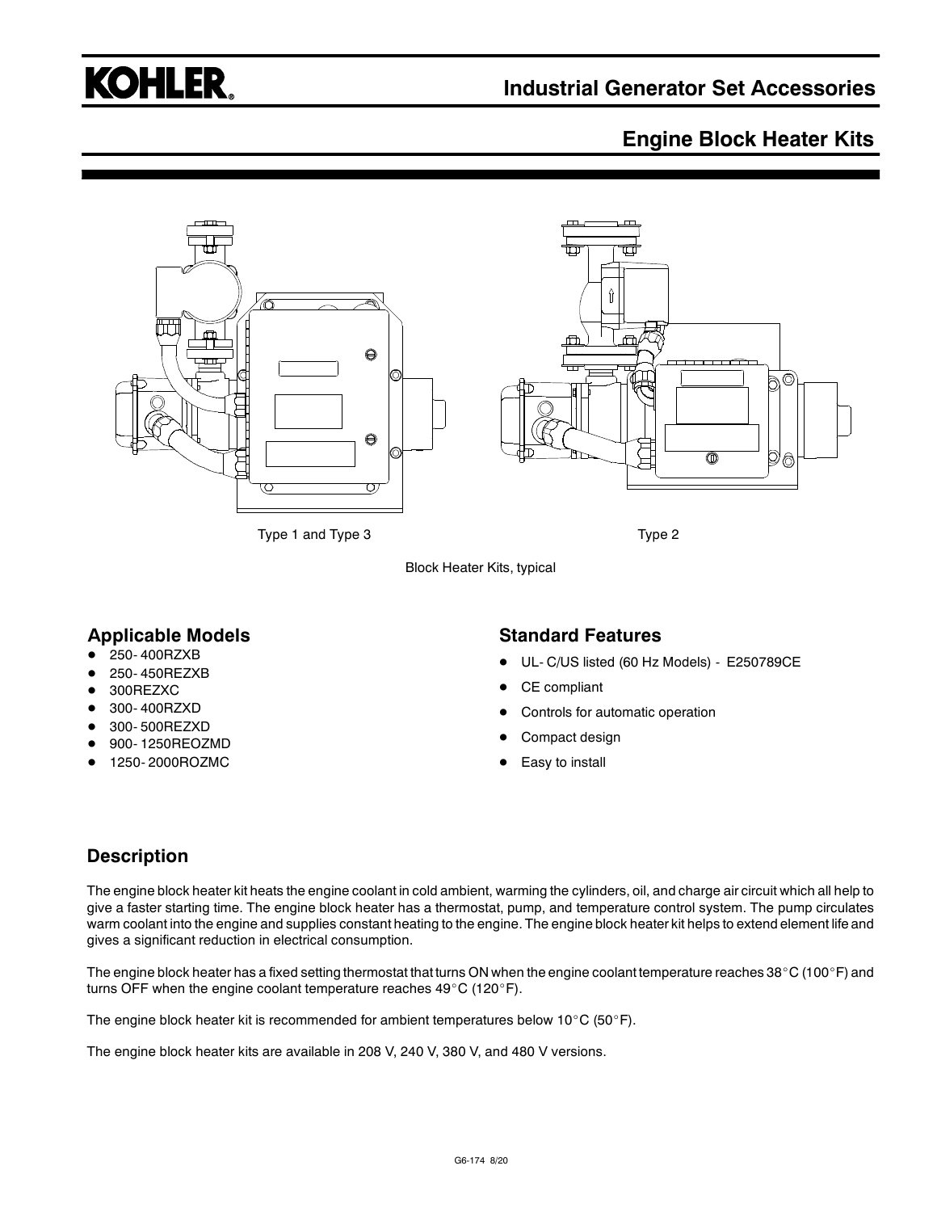# KOHLER

## Industrial Generator Set Accessories

## Engine Block Heater Kits

Type 1 and Type 3

Type 2

Block Heater Kits, typical

### Applicable Models

- 250- 400RZXB
- 250- 450REZXB
- 300REZXC
- 300- 400RZXD
- 300- 500REZXD
- 900- 1250REOZMD
- 1250- 2000ROZMC

### Standard Features

- UL- C/US listed (60 Hz Models) - E250789CE
- CE compliant
- Controls for automatic operation
- Compact design
- Easy to install

### Description

The engine block heater kit heats the engine coolant in cold ambient, warming the cylinders, oil, and charge air circuit which all help to give a faster starting time. The engine block heater has a thermostat, pump, and temperature control system. The pump circulates warm coolant into the engine and supplies constant heating to the engine. The engine block heater kit helps to extend element life and gives a significant reduction in electrical consumption.

The engine block heater has a fixed setting thermostat that turns ON when the engine coolant temperature reaches 38°C (100°F) and turns OFF when the engine coolant temperature reaches 49°C (120°F).

The engine block heater kit is recommended for ambient temperatures below 10°C (50°F).

The engine block heater kits are available in 208 V, 240 V, 380 V, and 480 V versions.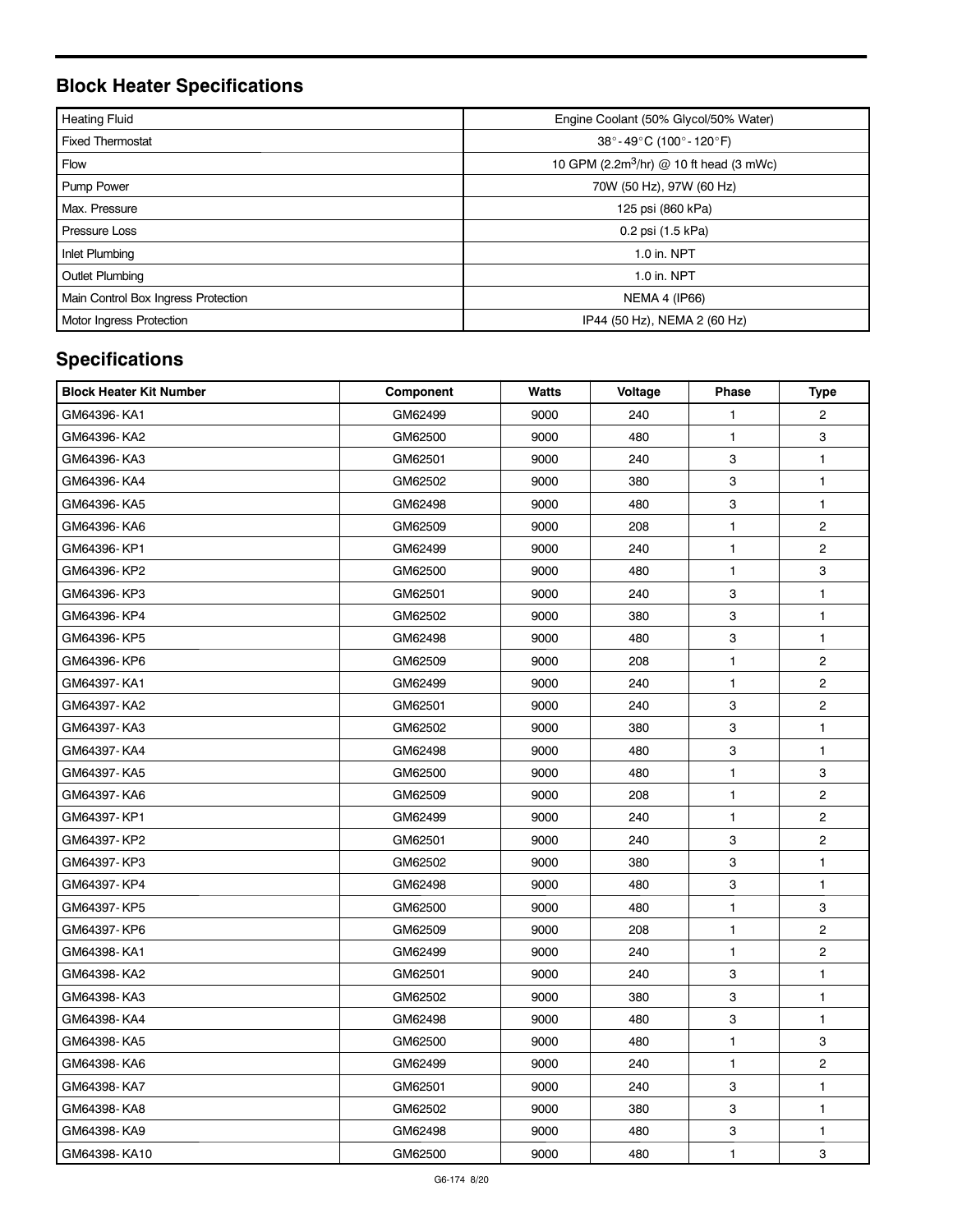## Block Heater Specifications

| Heating Fluid | Engine Coolant (50% Glycol/50% Water) |
|---|---|
| Fixed Thermostat | 38° - 49°C (100° - 120°F) |
| Flow | 10 GPM (2.2m$^3$/hr) @ 10 ft head (3 mWc) |
| Pump Power | 70W (50 Hz), 97W (60 Hz) |
| Max. Pressure | 125 psi (860 kPa) |
| Pressure Loss | 0.2 psi (1.5 kPa) |
| Inlet Plumbing | 1.0 in. NPT |
| Outlet Plumbing | 1.0 in. NPT |
| Main Control Box Ingress Protection | NEMA 4 (IP66) |
| Motor Ingress Protection | IP44 (50 Hz), NEMA 2 (60 Hz) |

## Specifications

| Block Heater Kit Number | Component | Watts | Voltage | Phase | Type |
|---|---|---|---|---|---|
| GM64396-KA1 | GM62499 | 9000 | 240 | 1 | 2 |
| GM64396-KA2 | GM62500 | 9000 | 480 | 1 | 3 |
| GM64396-KA3 | GM62501 | 9000 | 240 | 3 | 1 |
| GM64396-KA4 | GM62502 | 9000 | 380 | 3 | 1 |
| GM64396-KA5 | GM62498 | 9000 | 480 | 3 | 1 |
| GM64396-KA6 | GM62509 | 9000 | 208 | 1 | 2 |
| GM64396-KP1 | GM62499 | 9000 | 240 | 1 | 2 |
| GM64396-KP2 | GM62500 | 9000 | 480 | 1 | 3 |
| GM64396-KP3 | GM62501 | 9000 | 240 | 3 | 1 |
| GM64396-KP4 | GM62502 | 9000 | 380 | 3 | 1 |
| GM64396-KP5 | GM62498 | 9000 | 480 | 3 | 1 |
| GM64396-KP6 | GM62509 | 9000 | 208 | 1 | 2 |
| GM64397-KA1 | GM62499 | 9000 | 240 | 1 | 2 |
| GM64397-KA2 | GM62501 | 9000 | 240 | 3 | 2 |
| GM64397-KA3 | GM62502 | 9000 | 380 | 3 | 1 |
| GM64397-KA4 | GM62498 | 9000 | 480 | 3 | 1 |
| GM64397-KA5 | GM62500 | 9000 | 480 | 1 | 3 |
| GM64397-KA6 | GM62509 | 9000 | 208 | 1 | 2 |
| GM64397-KP1 | GM62499 | 9000 | 240 | 1 | 2 |
| GM64397-KP2 | GM62501 | 9000 | 240 | 3 | 2 |
| GM64397-KP3 | GM62502 | 9000 | 380 | 3 | 1 |
| GM64397-KP4 | GM62498 | 9000 | 480 | 3 | 1 |
| GM64397-KP5 | GM62500 | 9000 | 480 | 1 | 3 |
| GM64397-KP6 | GM62509 | 9000 | 208 | 1 | 2 |
| GM64398-KA1 | GM62499 | 9000 | 240 | 1 | 2 |
| GM64398-KA2 | GM62501 | 9000 | 240 | 3 | 1 |
| GM64398-KA3 | GM62502 | 9000 | 380 | 3 | 1 |
| GM64398-KA4 | GM62498 | 9000 | 480 | 3 | 1 |
| GM64398-KA5 | GM62500 | 9000 | 480 | 1 | 3 |
| GM64398-KA6 | GM62499 | 9000 | 240 | 1 | 2 |
| GM64398-KA7 | GM62501 | 9000 | 240 | 3 | 1 |
| GM64398-KA8 | GM62502 | 9000 | 380 | 3 | 1 |
| GM64398-KA9 | GM62498 | 9000 | 480 | 3 | 1 |
| GM64398-KA10 | GM62500 | 9000 | 480 | 1 | 3 |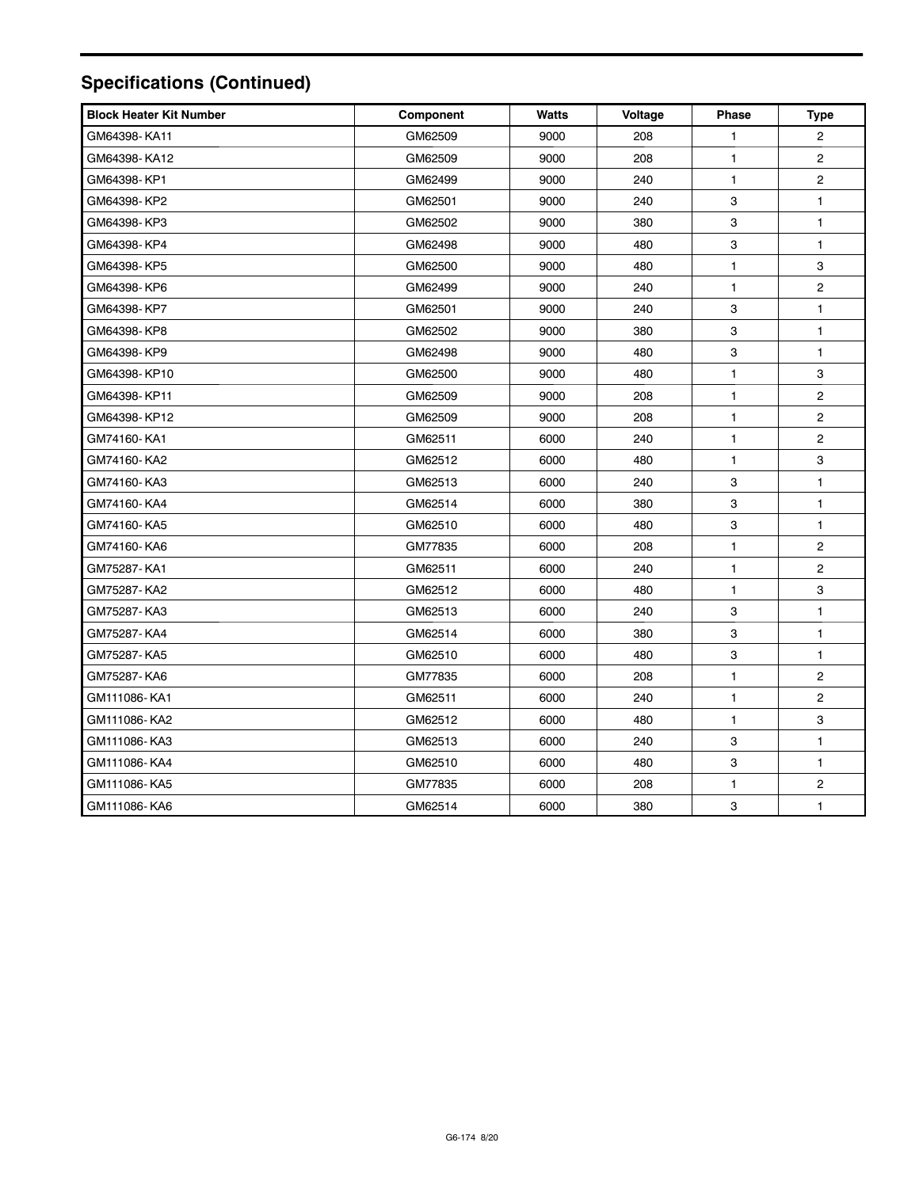## Specifications (Continued)

| Block Heater Kit Number | Component | Watts | Voltage | Phase | Type |
|---|---|---|---|---|---|
| GM64398-KA11 | GM62509 | 9000 | 208 | 1 | 2 |
| GM64398-KA12 | GM62509 | 9000 | 208 | 1 | 2 |
| GM64398-KP1 | GM62499 | 9000 | 240 | 1 | 2 |
| GM64398-KP2 | GM62501 | 9000 | 240 | 3 | 1 |
| GM64398-KP3 | GM62502 | 9000 | 380 | 3 | 1 |
| GM64398-KP4 | GM62498 | 9000 | 480 | 3 | 1 |
| GM64398-KP5 | GM62500 | 9000 | 480 | 1 | 3 |
| GM64398-KP6 | GM62499 | 9000 | 240 | 1 | 2 |
| GM64398-KP7 | GM62501 | 9000 | 240 | 3 | 1 |
| GM64398-KP8 | GM62502 | 9000 | 380 | 3 | 1 |
| GM64398-KP9 | GM62498 | 9000 | 480 | 3 | 1 |
| GM64398-KP10 | GM62500 | 9000 | 480 | 1 | 3 |
| GM64398-KP11 | GM62509 | 9000 | 208 | 1 | 2 |
| GM64398-KP12 | GM62509 | 9000 | 208 | 1 | 2 |
| GM74160-KA1 | GM62511 | 6000 | 240 | 1 | 2 |
| GM74160-KA2 | GM62512 | 6000 | 480 | 1 | 3 |
| GM74160-KA3 | GM62513 | 6000 | 240 | 3 | 1 |
| GM74160-KA4 | GM62514 | 6000 | 380 | 3 | 1 |
| GM74160-KA5 | GM62510 | 6000 | 480 | 3 | 1 |
| GM74160-KA6 | GM77835 | 6000 | 208 | 1 | 2 |
| GM75287-KA1 | GM62511 | 6000 | 240 | 1 | 2 |
| GM75287-KA2 | GM62512 | 6000 | 480 | 1 | 3 |
| GM75287-KA3 | GM62513 | 6000 | 240 | 3 | 1 |
| GM75287-KA4 | GM62514 | 6000 | 380 | 3 | 1 |
| GM75287-KA5 | GM62510 | 6000 | 480 | 3 | 1 |
| GM75287-KA6 | GM77835 | 6000 | 208 | 1 | 2 |
| GM111086-KA1 | GM62511 | 6000 | 240 | 1 | 2 |
| GM111086-KA2 | GM62512 | 6000 | 480 | 1 | 3 |
| GM111086-KA3 | GM62513 | 6000 | 240 | 3 | 1 |
| GM111086-KA4 | GM62510 | 6000 | 480 | 3 | 1 |
| GM111086-KA5 | GM77835 | 6000 | 208 | 1 | 2 |
| GM111086-KA6 | GM62514 | 6000 | 380 | 3 | 1 |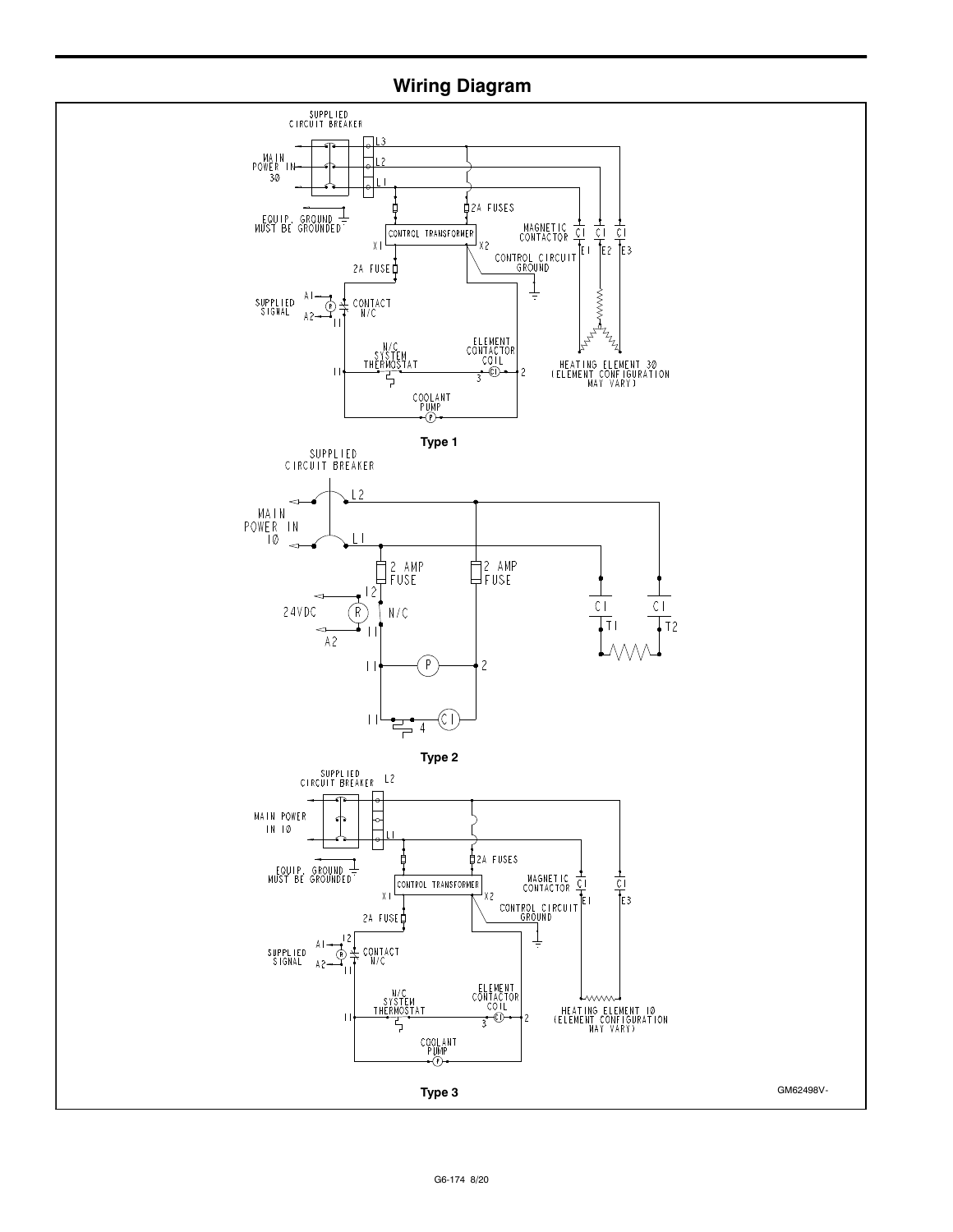## Wiring Diagram

SUPPLIED CIRCUIT BREAKER

MAIN POWER IN 3Ø

L3
L2
L1

EQUIP. GROUND MUST BE GROUNDED

2A FUSES

CONTROL TRANSFORMER

X1 X2

2A FUSE

CONTROL CIRCUIT GROUND

MAGNETIC CONTACTOR

C1 C1 C1

E1 E2 E3

SUPPLIED SIGNAL

A1 A2

P

CONTACT N/C

11

N/C SYSTEM THERMOSTAT

ELEMENT CONTACTOR COIL

11 3 C1 2

COOLANT PUMP

P

HEATING ELEMENT 3Ø (ELEMENT CONFIGURATION MAY VARY)

**Type 1**

SUPPLIED CIRCUIT BREAKER

MAIN POWER IN 1Ø

L2
L1

2 AMP FUSE

2 AMP FUSE

24VDC

R

12

N/C

A2

11

11 P 2

11 4 C1

C1 C1

T1 T2

**Type 2**

SUPPLIED CIRCUIT BREAKER

L2

MAIN POWER IN 1Ø

L1

EQUIP. GROUND MUST BE GROUNDED

2A FUSES

CONTROL TRANSFORMER

X1 X2

2A FUSE

MAGNETIC CONTACTOR

C1 C1

E1 E3

CONTROL CIRCUIT GROUND

SUPPLIED SIGNAL

A1 A2

R

12

CONTACT N/C

11

N/C SYSTEM THERMOSTAT

ELEMENT CONTACTOR COIL

11 3 C1 2

COOLANT PUMP

P

HEATING ELEMENT 1Ø (ELEMENT CONFIGURATION MAY VARY)

**Type 3**

GM62498V-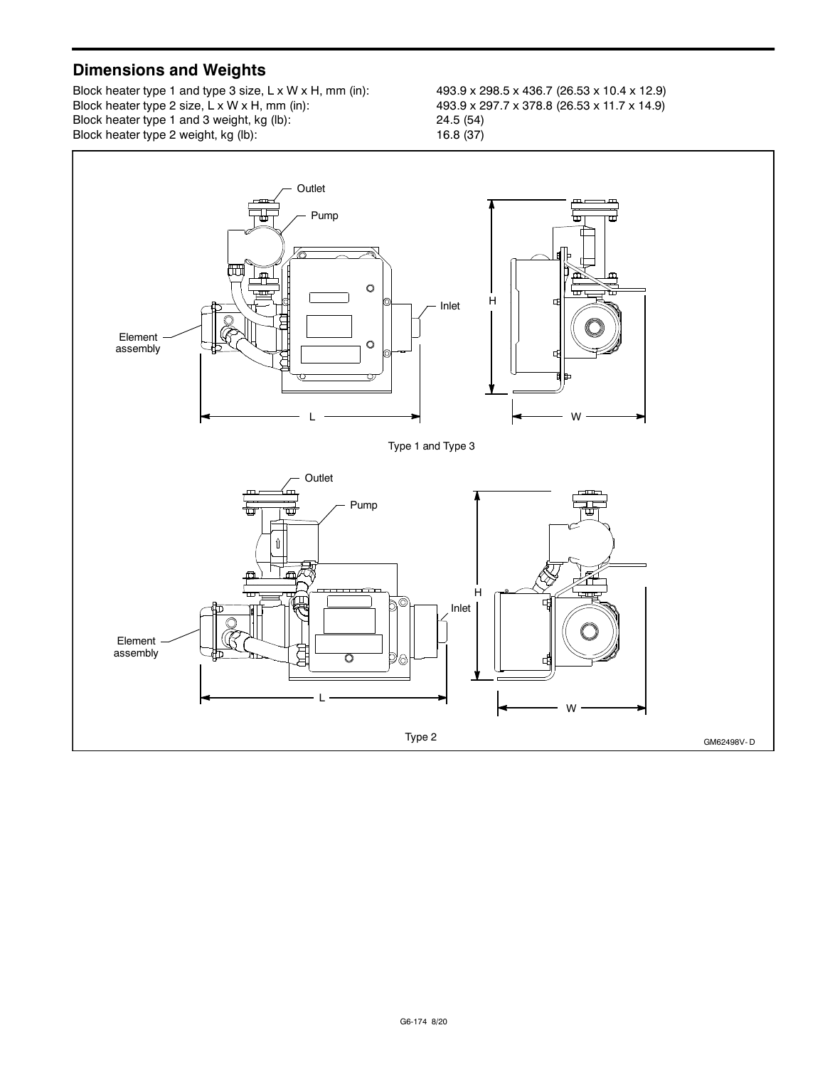## Dimensions and Weights

| | |
|---|---|
| Block heater type 1 and type 3 size, L x W x H, mm (in): | 493.9 x 298.5 x 436.7 (26.53 x 10.4 x 12.9) |
| Block heater type 2 size, L x W x H, mm (in): | 493.9 x 297.7 x 378.8 (26.53 x 11.7 x 14.9) |
| Block heater type 1 and 3 weight, kg (lb): | 24.5 (54) |
| Block heater type 2 weight, kg (lb): | 16.8 (37) |

Outlet

Pump

Inlet

Element assembly

L

W

H

Type 1 and Type 3

Outlet

Pump

Inlet

Element assembly

L

W

H

Type 2

GM62498V-D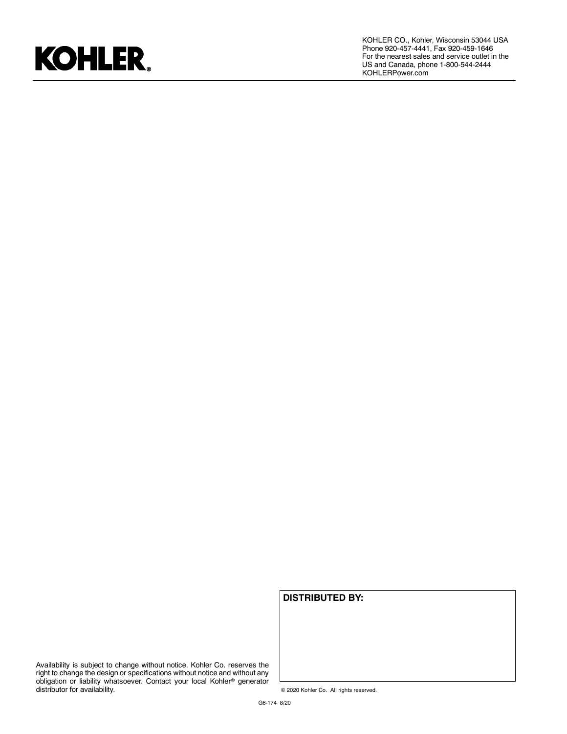KOHLER.

KOHLER CO., Kohler, Wisconsin 53044 USA
Phone 920-457-4441, Fax 920-459-1646
For the nearest sales and service outlet in the US and Canada, phone 1-800-544-2444
KOHLERPower.com

**DISTRIBUTED BY:**

Availability is subject to change without notice. Kohler Co. reserves the right to change the design or specifications without notice and without any obligation or liability whatsoever. Contact your local Kohler® generator distributor for availability.

© 2020 Kohler Co. All rights reserved.

G6-174 8/20